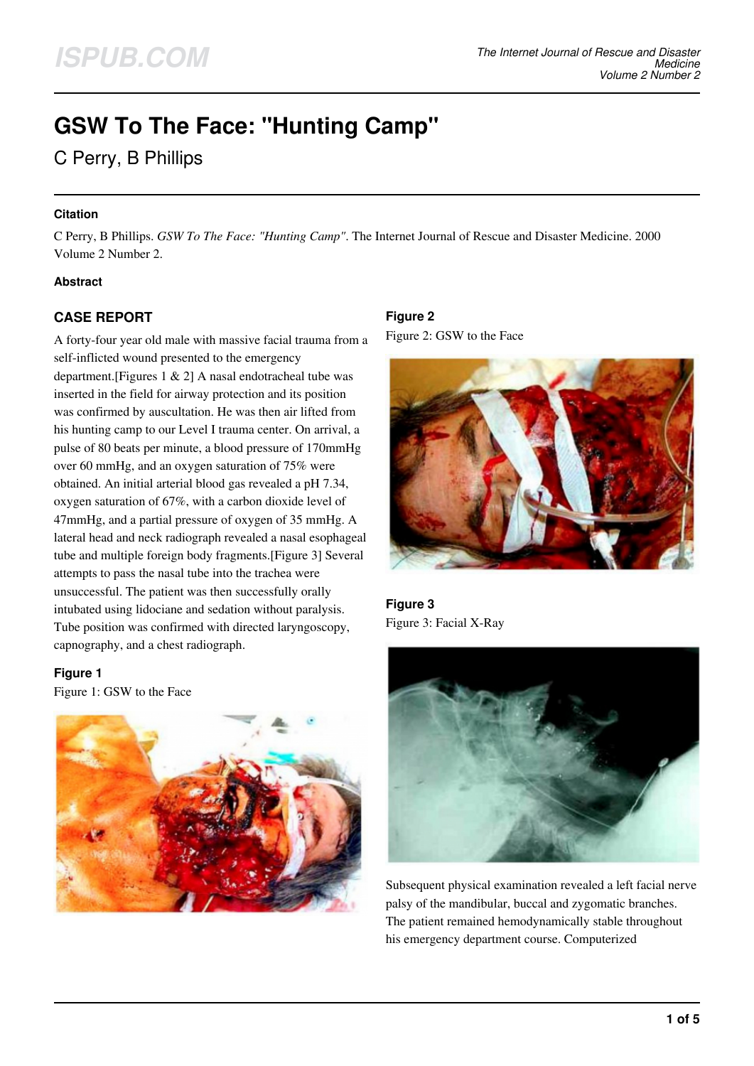# GSW To The Face: "Hunting Camp"

C Perry, B Phillips

### Citation

C Perry, B Phillips. *GSW To The Face: "Hunting Camp"*. The Internet Journal of Rescue and Disaster Medicine. 2000 Volume 2 Number 2.

### Abstract

## CASE REPORT

A forty-four year old male with massive facial trauma from a self-inflicted wound presented to the emergency department.[Figures 1 & 2] A nasal endotracheal tube was inserted in the field for airway protection and its position was confirmed by auscultation. He was then air lifted from his hunting camp to our Level I trauma center. On arrival, a pulse of 80 beats per minute, a blood pressure of 170mmHg over 60 mmHg, and an oxygen saturation of 75% were obtained. An initial arterial blood gas revealed a pH 7.34, oxygen saturation of 67%, with a carbon dioxide level of 47mmHg, and a partial pressure of oxygen of 35 mmHg. A lateral head and neck radiograph revealed a nasal esophageal tube and multiple foreign body fragments.[Figure 3] Several attempts to pass the nasal tube into the trachea were unsuccessful. The patient was then successfully orally intubated using lidociane and sedation without paralysis. Tube position was confirmed with directed laryngoscopy, capnography, and a chest radiograph.

**Figure 1**

Figure 1: GSW to the Face

**Figure 2**

Figure 2: GSW to the Face

**Figure 3**

Figure 3: Facial X-Ray

Subsequent physical examination revealed a left facial nerve palsy of the mandibular, buccal and zygomatic branches. The patient remained hemodynamically stable throughout his emergency department course. Computerized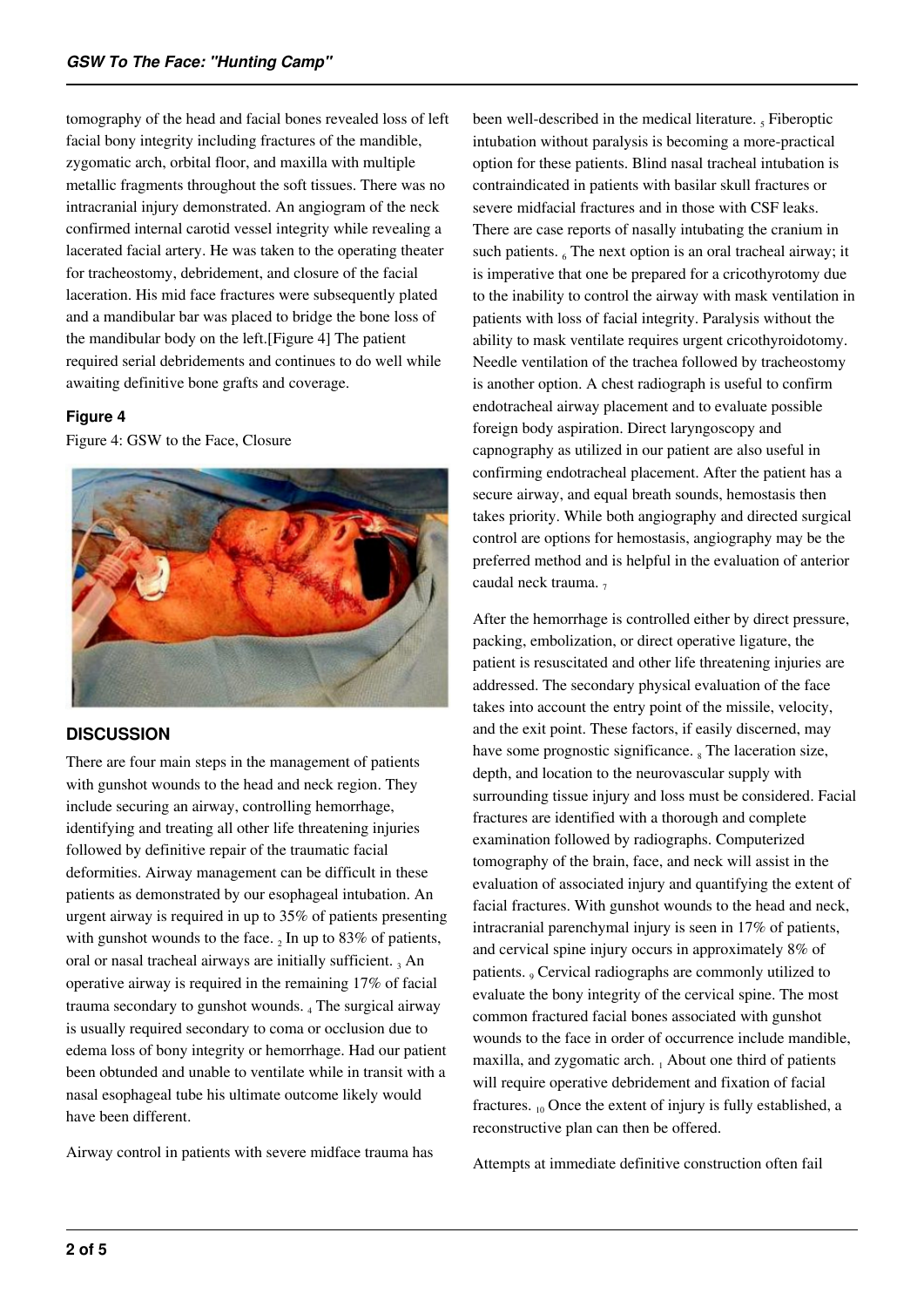tomography of the head and facial bones revealed loss of left facial bony integrity including fractures of the mandible, zygomatic arch, orbital floor, and maxilla with multiple metallic fragments throughout the soft tissues. There was no intracranial injury demonstrated. An angiogram of the neck confirmed internal carotid vessel integrity while revealing a lacerated facial artery. He was taken to the operating theater for tracheostomy, debridement, and closure of the facial laceration. His mid face fractures were subsequently plated and a mandibular bar was placed to bridge the bone loss of the mandibular body on the left.[Figure 4] The patient required serial debridements and continues to do well while awaiting definitive bone grafts and coverage.

### Figure 4

Figure 4: GSW to the Face, Closure

## DISCUSSION

There are four main steps in the management of patients with gunshot wounds to the head and neck region. They include securing an airway, controlling hemorrhage, identifying and treating all other life threatening injuries followed by definitive repair of the traumatic facial deformities. Airway management can be difficult in these patients as demonstrated by our esophageal intubation. An urgent airway is required in up to 35% of patients presenting with gunshot wounds to the face. [2] In up to 83% of patients, oral or nasal tracheal airways are initially sufficient. [3] An operative airway is required in the remaining 17% of facial trauma secondary to gunshot wounds. [4] The surgical airway is usually required secondary to coma or occlusion due to edema loss of bony integrity or hemorrhage. Had our patient been obtunded and unable to ventilate while in transit with a nasal esophageal tube his ultimate outcome likely would have been different.

Airway control in patients with severe midface trauma has been well-described in the medical literature. [5] Fiberoptic intubation without paralysis is becoming a more-practical option for these patients. Blind nasal tracheal intubation is contraindicated in patients with basilar skull fractures or severe midfacial fractures and in those with CSF leaks. There are case reports of nasally intubating the cranium in such patients. [6] The next option is an oral tracheal airway; it is imperative that one be prepared for a cricothyrotomy due to the inability to control the airway with mask ventilation in patients with loss of facial integrity. Paralysis without the ability to mask ventilate requires urgent cricothyroidotomy. Needle ventilation of the trachea followed by tracheostomy is another option. A chest radiograph is useful to confirm endotracheal airway placement and to evaluate possible foreign body aspiration. Direct laryngoscopy and capnography as utilized in our patient are also useful in confirming endotracheal placement. After the patient has a secure airway, and equal breath sounds, hemostasis then takes priority. While both angiography and directed surgical control are options for hemostasis, angiography may be the preferred method and is helpful in the evaluation of anterior caudal neck trauma. [7]

After the hemorrhage is controlled either by direct pressure, packing, embolization, or direct operative ligature, the patient is resuscitated and other life threatening injuries are addressed. The secondary physical evaluation of the face takes into account the entry point of the missile, velocity, and the exit point. These factors, if easily discerned, may have some prognostic significance. [8] The laceration size, depth, and location to the neurovascular supply with surrounding tissue injury and loss must be considered. Facial fractures are identified with a thorough and complete examination followed by radiographs. Computerized tomography of the brain, face, and neck will assist in the evaluation of associated injury and quantifying the extent of facial fractures. With gunshot wounds to the head and neck, intracranial parenchymal injury is seen in 17% of patients, and cervical spine injury occurs in approximately 8% of patients. [9] Cervical radiographs are commonly utilized to evaluate the bony integrity of the cervical spine. The most common fractured facial bones associated with gunshot wounds to the face in order of occurrence include mandible, maxilla, and zygomatic arch. [1] About one third of patients will require operative debridement and fixation of facial fractures. [10] Once the extent of injury is fully established, a reconstructive plan can then be offered.

Attempts at immediate definitive construction often fail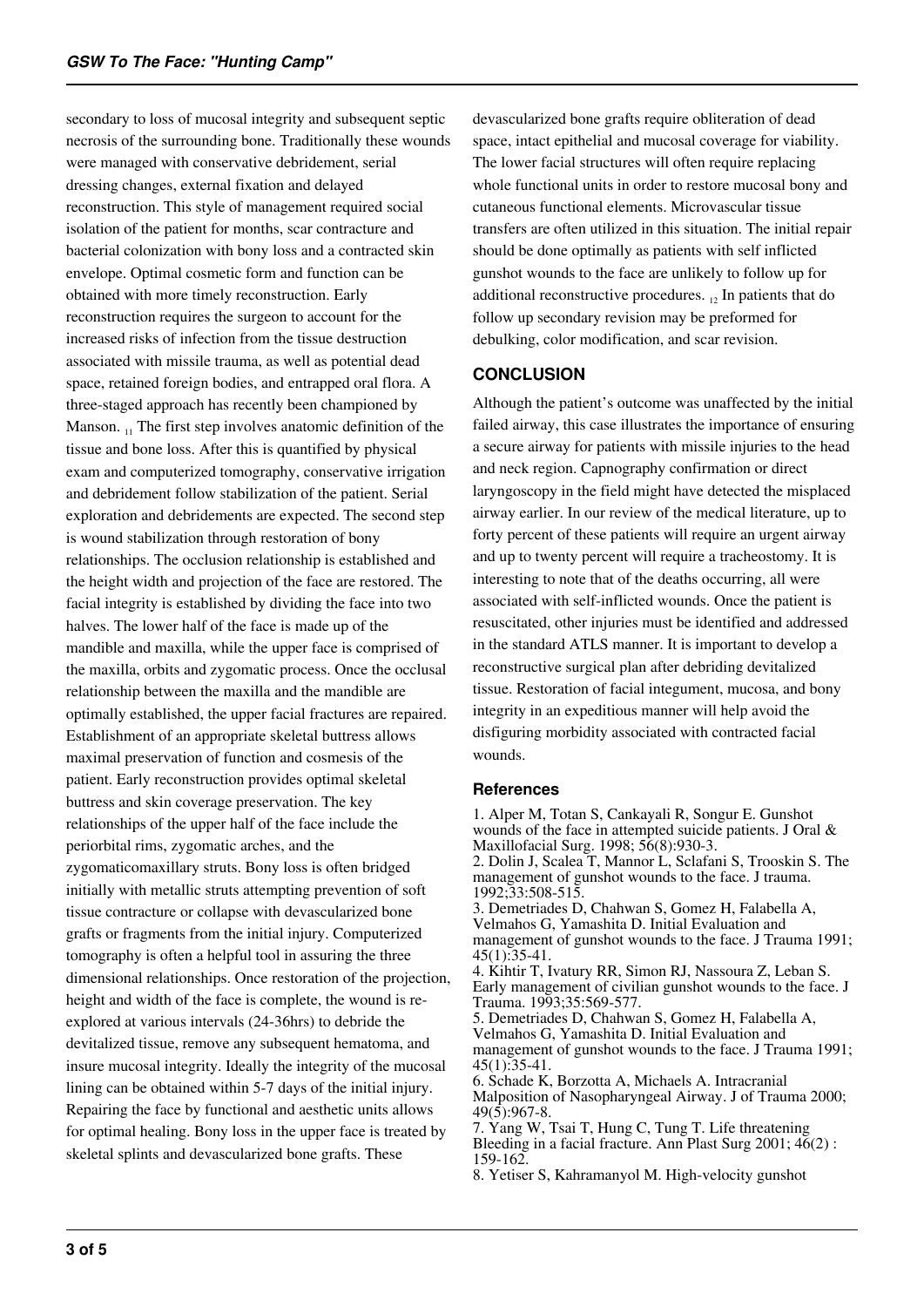secondary to loss of mucosal integrity and subsequent septic necrosis of the surrounding bone. Traditionally these wounds were managed with conservative debridement, serial dressing changes, external fixation and delayed reconstruction. This style of management required social isolation of the patient for months, scar contracture and bacterial colonization with bony loss and a contracted skin envelope. Optimal cosmetic form and function can be obtained with more timely reconstruction. Early reconstruction requires the surgeon to account for the increased risks of infection from the tissue destruction associated with missile trauma, as well as potential dead space, retained foreign bodies, and entrapped oral flora. A three-staged approach has recently been championed by Manson. [11] The first step involves anatomic definition of the tissue and bone loss. After this is quantified by physical exam and computerized tomography, conservative irrigation and debridement follow stabilization of the patient. Serial exploration and debridements are expected. The second step is wound stabilization through restoration of bony relationships. The occlusion relationship is established and the height width and projection of the face are restored. The facial integrity is established by dividing the face into two halves. The lower half of the face is made up of the mandible and maxilla, while the upper face is comprised of the maxilla, orbits and zygomatic process. Once the occlusal relationship between the maxilla and the mandible are optimally established, the upper facial fractures are repaired. Establishment of an appropriate skeletal buttress allows maximal preservation of function and cosmesis of the patient. Early reconstruction provides optimal skeletal buttress and skin coverage preservation. The key relationships of the upper half of the face include the periorbital rims, zygomatic arches, and the zygomaticomaxillary struts. Bony loss is often bridged initially with metallic struts attempting prevention of soft tissue contracture or collapse with devascularized bone grafts or fragments from the initial injury. Computerized tomography is often a helpful tool in assuring the three dimensional relationships. Once restoration of the projection, height and width of the face is complete, the wound is re-explored at various intervals (24-36hrs) to debride the devitalized tissue, remove any subsequent hematoma, and insure mucosal integrity. Ideally the integrity of the mucosal lining can be obtained within 5-7 days of the initial injury. Repairing the face by functional and aesthetic units allows for optimal healing. Bony loss in the upper face is treated by skeletal splints and devascularized bone grafts. These devascularized bone grafts require obliteration of dead space, intact epithelial and mucosal coverage for viability. The lower facial structures will often require replacing whole functional units in order to restore mucosal bony and cutaneous functional elements. Microvascular tissue transfers are often utilized in this situation. The initial repair should be done optimally as patients with self inflicted gunshot wounds to the face are unlikely to follow up for additional reconstructive procedures. [12] In patients that do follow up secondary revision may be preformed for debulking, color modification, and scar revision.

## CONCLUSION

Although the patient's outcome was unaffected by the initial failed airway, this case illustrates the importance of ensuring a secure airway for patients with missile injuries to the head and neck region. Capnography confirmation or direct laryngoscopy in the field might have detected the misplaced airway earlier. In our review of the medical literature, up to forty percent of these patients will require an urgent airway and up to twenty percent will require a tracheostomy. It is interesting to note that of the deaths occurring, all were associated with self-inflicted wounds. Once the patient is resuscitated, other injuries must be identified and addressed in the standard ATLS manner. It is important to develop a reconstructive surgical plan after debriding devitalized tissue. Restoration of facial integument, mucosa, and bony integrity in an expeditious manner will help avoid the disfiguring morbidity associated with contracted facial wounds.

### References

1. Alper M, Totan S, Cankayali R, Songur E. Gunshot wounds of the face in attempted suicide patients. J Oral & Maxillofacial Surg. 1998; 56(8):930-3.
2. Dolin J, Scalea T, Mannor L, Sclafani S, Trooskin S. The management of gunshot wounds to the face. J trauma. 1992;33:508-515.
3. Demetriades D, Chahwan S, Gomez H, Falabella A, Velmahos G, Yamashita D. Initial Evaluation and management of gunshot wounds to the face. J Trauma 1991; 45(1):35-41.
4. Kihtir T, Ivatury RR, Simon RJ, Nassoura Z, Leban S. Early management of civilian gunshot wounds to the face. J Trauma. 1993;35:569-577.
5. Demetriades D, Chahwan S, Gomez H, Falabella A, Velmahos G, Yamashita D. Initial Evaluation and management of gunshot wounds to the face. J Trauma 1991; 45(1):35-41.
6. Schade K, Borzotta A, Michaels A. Intracranial Malposition of Nasopharyngeal Airway. J of Trauma 2000; 49(5):967-8.
7. Yang W, Tsai T, Hung C, Tung T. Life threatening Bleeding in a facial fracture. Ann Plast Surg 2001; 46(2) : 159-162.
8. Yetiser S, Kahramanyol M. High-velocity gunshot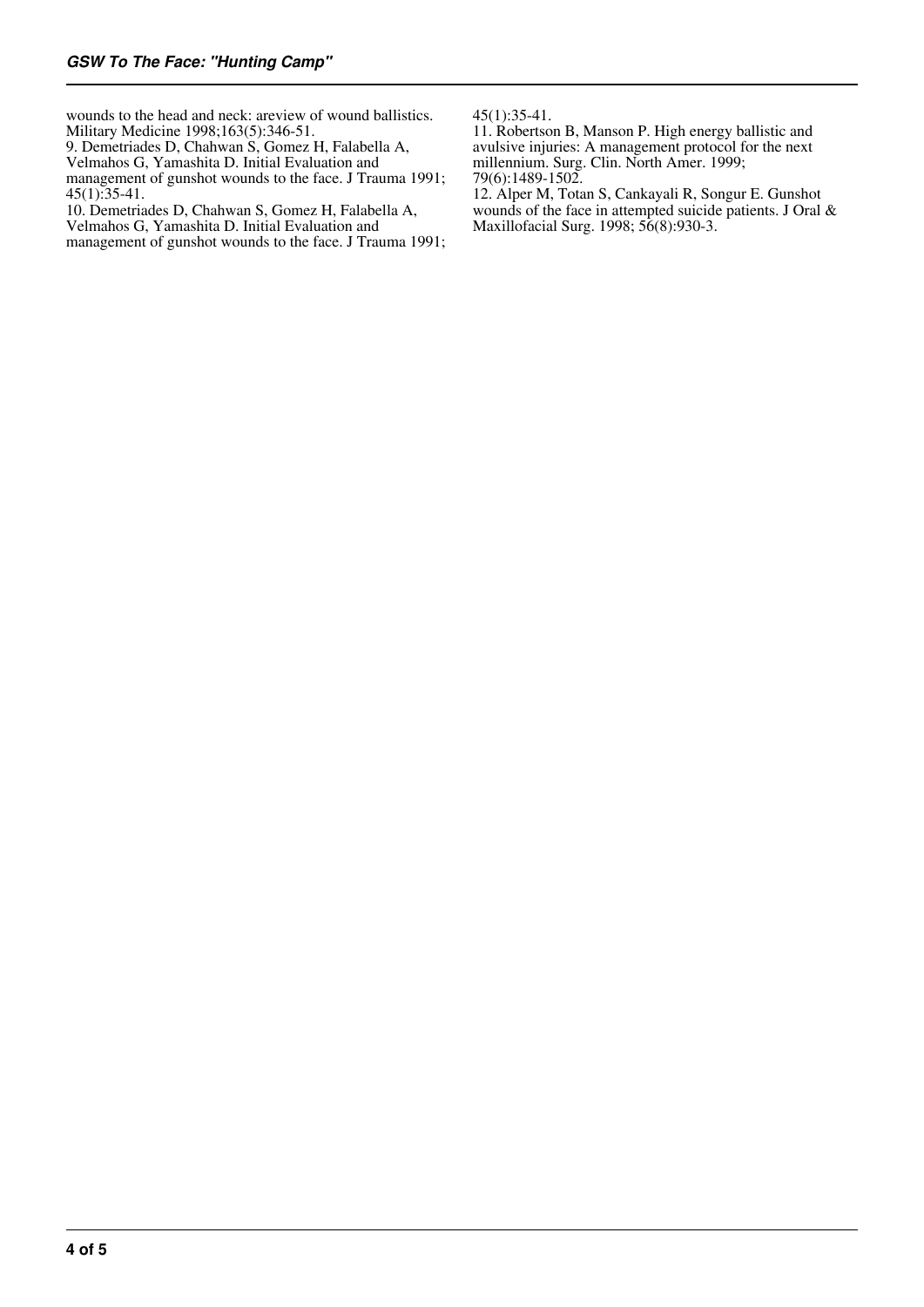wounds to the head and neck: areview of wound ballistics. Military Medicine 1998;163(5):346-51.

9. Demetriades D, Chahwan S, Gomez H, Falabella A, Velmahos G, Yamashita D. Initial Evaluation and management of gunshot wounds to the face. J Trauma 1991; 45(1):35-41.

10. Demetriades D, Chahwan S, Gomez H, Falabella A, Velmahos G, Yamashita D. Initial Evaluation and management of gunshot wounds to the face. J Trauma 1991; 45(1):35-41.

11. Robertson B, Manson P. High energy ballistic and avulsive injuries: A management protocol for the next millennium. Surg. Clin. North Amer. 1999; 79(6):1489-1502.

12. Alper M, Totan S, Cankayali R, Songur E. Gunshot wounds of the face in attempted suicide patients. J Oral & Maxillofacial Surg. 1998; 56(8):930-3.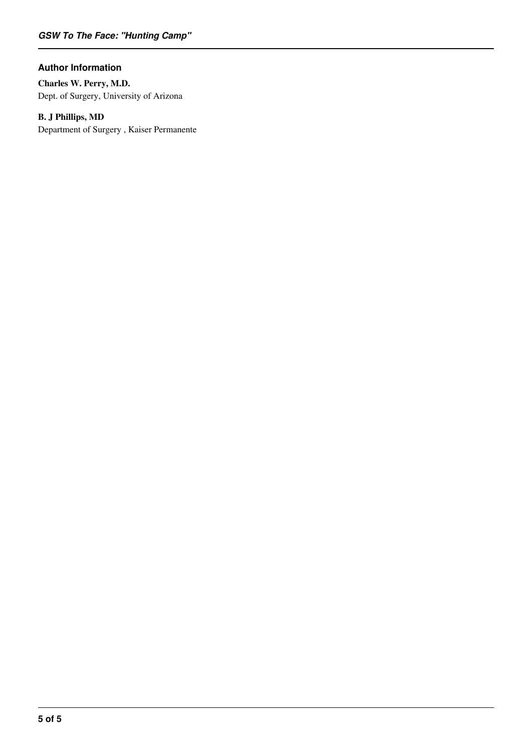## Author Information

**Charles W. Perry, M.D.**
Dept. of Surgery, University of Arizona

**B. J Phillips, MD**
Department of Surgery , Kaiser Permanente